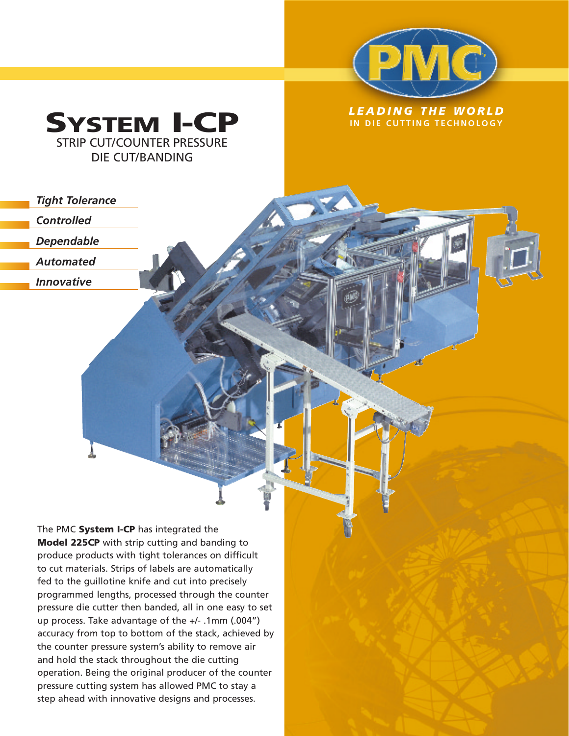# System I-CP

STRIP CUT/COUNTER PRESSURE
DIE CUT/BANDING

PMC

*LEADING THE WORLD*
IN DIE CUTTING TECHNOLOGY

- *Tight Tolerance*
- *Controlled*
- *Dependable*
- *Automated*
- *Innovative*

The PMC **System I-CP** has integrated the **Model 225CP** with strip cutting and banding to produce products with tight tolerances on difficult to cut materials. Strips of labels are automatically fed to the guillotine knife and cut into precisely programmed lengths, processed through the counter pressure die cutter then banded, all in one easy to set up process. Take advantage of the +/- .1mm (.004") accuracy from top to bottom of the stack, achieved by the counter pressure system's ability to remove air and hold the stack throughout the die cutting operation. Being the original producer of the counter pressure cutting system has allowed PMC to stay a step ahead with innovative designs and processes.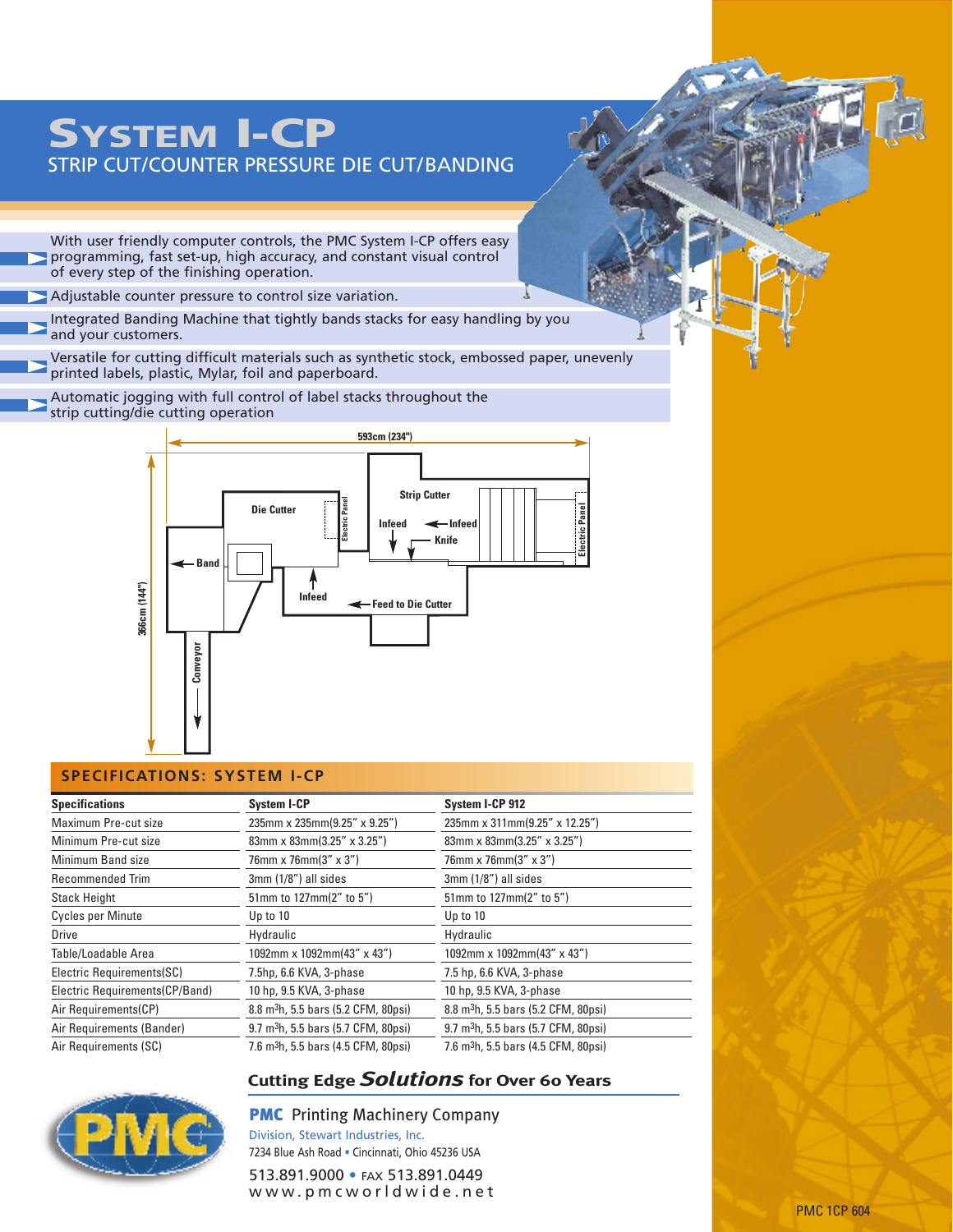# System I-CP

## STRIP CUT/COUNTER PRESSURE DIE CUT/BANDING

- With user friendly computer controls, the PMC System I-CP offers easy programming, fast set-up, high accuracy, and constant visual control of every step of the finishing operation.
- Adjustable counter pressure to control size variation.
- Integrated Banding Machine that tightly bands stacks for easy handling by you and your customers.
- Versatile for cutting difficult materials such as synthetic stock, embossed paper, unevenly printed labels, plastic, Mylar, foil and paperboard.
- Automatic jogging with full control of label stacks throughout the strip cutting/die cutting operation

593cm (234")

366cm (144")

Die Cutter

Electric Panel

Strip Cutter

Infeed

Infeed

Knife

Electric Panel

Band

Infeed

Feed to Die Cutter

Conveyor

## SPECIFICATIONS: SYSTEM I-CP

| Specifications | System I-CP | System I-CP 912 |
|---|---|---|
| Maximum Pre-cut size | 235mm x 235mm(9.25" x 9.25") | 235mm x 311mm(9.25" x 12.25") |
| Minimum Pre-cut size | 83mm x 83mm(3.25" x 3.25") | 83mm x 83mm(3.25" x 3.25") |
| Minimum Band size | 76mm x 76mm(3" x 3") | 76mm x 76mm(3" x 3") |
| Recommended Trim | 3mm (1/8") all sides | 3mm (1/8") all sides |
| Stack Height | 51mm to 127mm(2" to 5") | 51mm to 127mm(2" to 5") |
| Cycles per Minute | Up to 10 | Up to 10 |
| Drive | Hydraulic | Hydraulic |
| Table/Loadable Area | 1092mm x 1092mm(43" x 43") | 1092mm x 1092mm(43" x 43") |
| Electric Requirements(SC) | 7.5hp, 6.6 KVA, 3-phase | 7.5 hp, 6.6 KVA, 3-phase |
| Electric Requirements(CP/Band) | 10 hp, 9.5 KVA, 3-phase | 10 hp, 9.5 KVA, 3-phase |
| Air Requirements(CP) | 8.8 $m^3$h, 5.5 bars (5.2 CFM, 80psi) | 8.8 $m^3$h, 5.5 bars (5.2 CFM, 80psi) |
| Air Requirements (Bander) | 9.7 $m^3$h, 5.5 bars (5.7 CFM, 80psi) | 9.7 $m^3$h, 5.5 bars (5.7 CFM, 80psi) |
| Air Requirements (SC) | 7.6 $m^3$h, 5.5 bars (4.5 CFM, 80psi) | 7.6 $m^3$h, 5.5 bars (4.5 CFM, 80psi) |

**Cutting Edge *Solutions* for Over 60 Years**

**PMC** Printing Machinery Company

Division, Stewart Industries, Inc.

7234 Blue Ash Road • Cincinnati, Ohio 45236 USA

513.891.9000 • FAX 513.891.0449

www.pmcworldwide.net

PMC 1CP 604